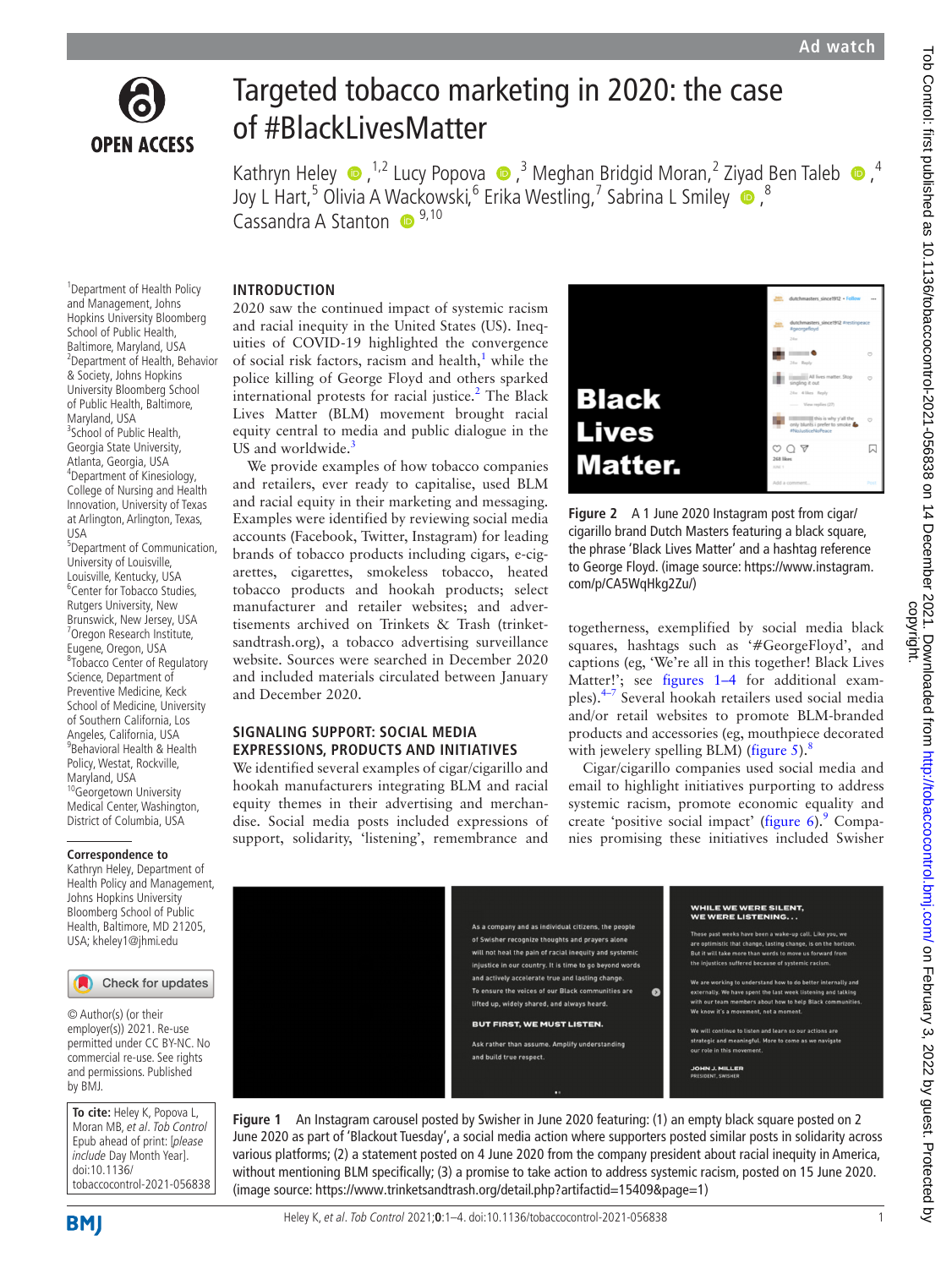Ad watch

# Targeted tobacco marketing in 2020: the case of #BlackLivesMatter

Kathryn Heley [1,2] Lucy Popova [3] Meghan Bridgid Moran,[2] Ziyad Ben Taleb [4] Joy L Hart,[5] Olivia A Wackowski,[6] Erika Westling,[7] Sabrina L Smiley [8] Cassandra A Stanton [9,10]

[1]Department of Health Policy and Management, Johns Hopkins University Bloomberg School of Public Health, Baltimore, Maryland, USA
[2]Department of Health, Behavior & Society, Johns Hopkins University Bloomberg School of Public Health, Baltimore, Maryland, USA
[3]School of Public Health, Georgia State University, Atlanta, Georgia, USA
[4]Department of Kinesiology, College of Nursing and Health Innovation, University of Texas at Arlington, Arlington, Texas, USA
[5]Department of Communication, University of Louisville, Louisville, Kentucky, USA
[6]Center for Tobacco Studies, Rutgers University, New Brunswick, New Jersey, USA
[7]Oregon Research Institute, Eugene, Oregon, USA
[8]Tobacco Center of Regulatory Science, Department of Preventive Medicine, Keck School of Medicine, University of Southern California, Los Angeles, California, USA
[9]Behavioral Health & Health Policy, Westat, Rockville, Maryland, USA
[10]Georgetown University Medical Center, Washington, District of Columbia, USA

**Correspondence to**
Kathryn Heley, Department of Health Policy and Management, Johns Hopkins University Bloomberg School of Public Health, Baltimore, MD 21205, USA; kheley1@jhmi.edu

© Author(s) (or their employer(s)) 2021. Re-use permitted under CC BY-NC. No commercial re-use. See rights and permissions. Published by BMJ.

**To cite:** Heley K, Popova L, Moran MB, *et al*. *Tob Control* Epub ahead of print: [*please include* Day Month Year]. doi:10.1136/tobaccocontrol-2021-056838

## INTRODUCTION

2020 saw the continued impact of systemic racism and racial inequity in the United States (US). Inequities of COVID-19 highlighted the convergence of social risk factors, racism and health,[1] while the police killing of George Floyd and others sparked international protests for racial justice.[2] The Black Lives Matter (BLM) movement brought racial equity central to media and public dialogue in the US and worldwide.[3]

We provide examples of how tobacco companies and retailers, ever ready to capitalise, used BLM and racial equity in their marketing and messaging. Examples were identified by reviewing social media accounts (Facebook, Twitter, Instagram) for leading brands of tobacco products including cigars, e-cigarettes, cigarettes, smokeless tobacco, heated tobacco products and hookah products; select manufacturer and retailer websites; and advertisements archived on Trinkets & Trash (trinketsandtrash.org), a tobacco advertising surveillance website. Sources were searched in December 2020 and included materials circulated between January and December 2020.

## SIGNALING SUPPORT: SOCIAL MEDIA EXPRESSIONS, PRODUCTS AND INITIATIVES

We identified several examples of cigar/cigarillo and hookah manufacturers integrating BLM and racial equity themes in their advertising and merchandise. Social media posts included expressions of support, solidarity, 'listening', remembrance and togetherness, exemplified by social media black squares, hashtags such as '#GeorgeFloyd', and captions (eg, 'We're all in this together! Black Lives Matter!'; see figures 1–4 for additional examples).[4–7] Several hookah retailers used social media and/or retail websites to promote BLM-branded products and accessories (eg, mouthpiece decorated with jewelery spelling BLM) (figure 5).[8]

Figure 2 A 1 June 2020 Instagram post from cigar/cigarillo brand Dutch Masters featuring a black square, the phrase 'Black Lives Matter' and a hashtag reference to George Floyd. (image source: https://www.instagram.com/p/CA5WqHkg2Zu/)

Cigar/cigarillo companies used social media and email to highlight initiatives purporting to address systemic racism, promote economic equality and create 'positive social impact' (figure 6).[9] Companies promising these initiatives included Swisher

Figure 1 An Instagram carousel posted by Swisher in June 2020 featuring: (1) an empty black square posted on 2 June 2020 as part of 'Blackout Tuesday', a social media action where supporters posted similar posts in solidarity across various platforms; (2) a statement posted on 4 June 2020 from the company president about racial inequity in America, without mentioning BLM specifically; (3) a promise to take action to address systemic racism, posted on 15 June 2020. (image source: https://www.trinketsandtrash.org/detail.php?artifactid=15409&page=1)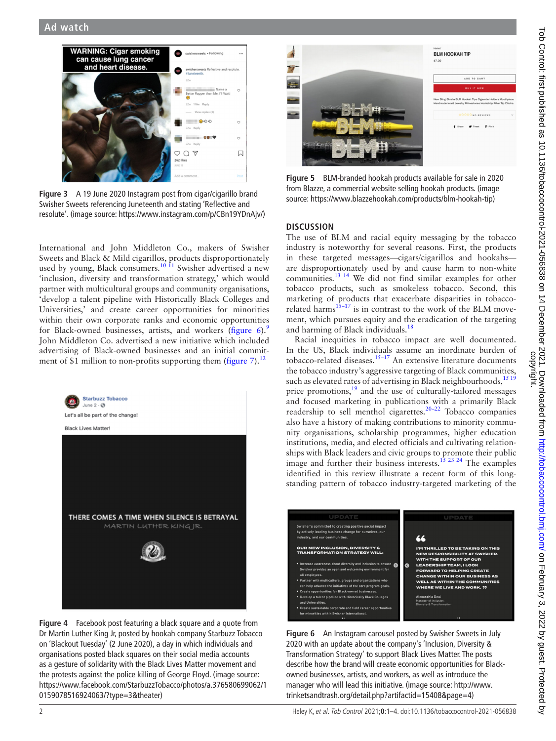Figure 3 A 19 June 2020 Instagram post from cigar/cigarillo brand Swisher Sweets referencing Juneteenth and stating 'Reflective and resolute'. (image source: https://www.instagram.com/p/CBn19YDnAjv/)

International and John Middleton Co., makers of Swisher Sweets and Black & Mild cigarillos, products disproportionately used by young, Black consumers.[10 11] Swisher advertised a new 'inclusion, diversity and transformation strategy,' which would partner with multicultural groups and community organisations, 'develop a talent pipeline with Historically Black Colleges and Universities,' and create career opportunities for minorities within their own corporate ranks and economic opportunities for Black-owned businesses, artists, and workers (figure 6).[9] John Middleton Co. advertised a new initiative which included advertising of Black-owned businesses and an initial commitment of $1 million to non-profits supporting them (figure 7).[12]

Figure 4 Facebook post featuring a black square and a quote from Dr Martin Luther King Jr, posted by hookah company Starbuzz Tobacco on 'Blackout Tuesday' (2 June 2020), a day in which individuals and organisations posted black squares on their social media accounts as a gesture of solidarity with the Black Lives Matter movement and the protests against the police killing of George Floyd. (image source: https://www.facebook.com/StarbuzzTobacco/photos/a.376580699062/10159078516924063/?type=3&theater)

Figure 5 BLM-branded hookah products available for sale in 2020 from Blazze, a commercial website selling hookah products. (image source: https://www.blazzehookah.com/products/blm-hookah-tip)

## DISCUSSION

The use of BLM and racial equity messaging by the tobacco industry is noteworthy for several reasons. First, the products in these targeted messages—cigars/cigarillos and hookahs—are disproportionately used by and cause harm to non-white communities.[13 14] We did not find similar examples for other tobacco products, such as smokeless tobacco. Second, this marketing of products that exacerbate disparities in tobacco-related harms[15–17] is in contrast to the work of the BLM movement, which pursues equity and the eradication of the targeting and harming of Black individuals.[18]

Racial inequities in tobacco impact are well documented. In the US, Black individuals assume an inordinate burden of tobacco-related diseases.[15–17] An extensive literature documents the tobacco industry's aggressive targeting of Black communities, such as elevated rates of advertising in Black neighbourhoods,[15 19] price promotions,[19] and the use of culturally-tailored messages and focused marketing in publications with a primarily Black readership to sell menthol cigarettes.[20–22] Tobacco companies also have a history of making contributions to minority community organisations, scholarship programmes, higher education institutions, media, and elected officials and cultivating relationships with Black leaders and civic groups to promote their public image and further their business interests.[15 23 24] The examples identified in this review illustrate a recent form of this long-standing pattern of tobacco industry-targeted marketing of the

Figure 6 An Instagram carousel posted by Swisher Sweets in July 2020 with an update about the company's 'Inclusion, Diversity & Transformation Strategy' to support Black Lives Matter. The posts describe how the brand will create economic opportunities for Black-owned businesses, artists, and workers, as well as introduce the manager who will lead this initiative. (image source: http://www.trinketsandtrash.org/detail.php?artifactid=15408&page=4)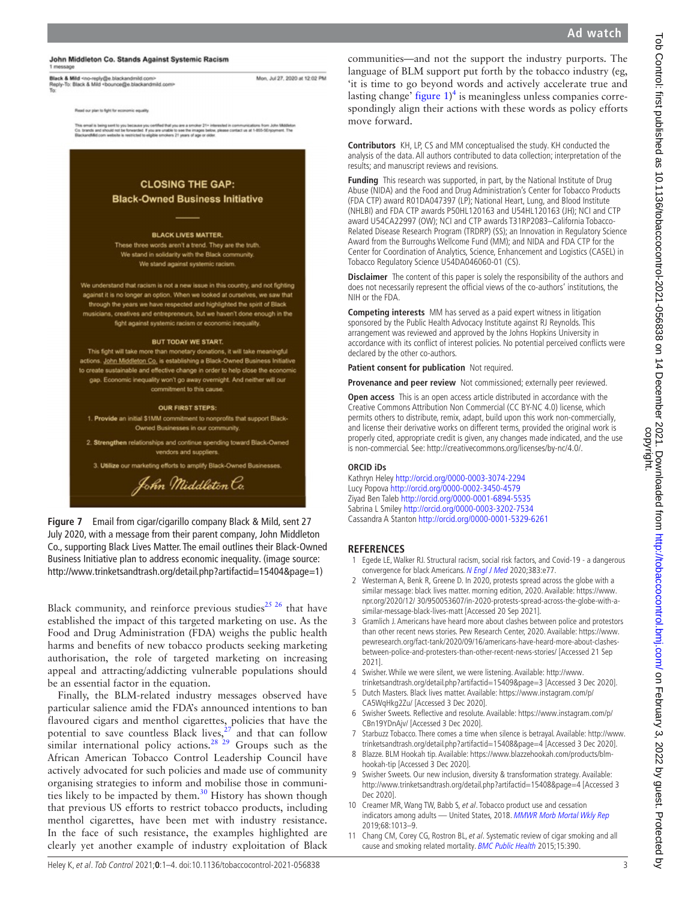John Middleton Co. Stands Against Systemic Racism

1 message

Black & Mild <no-reply@e.blackandmild.com> Mon, Jul 27, 2020 at 12:02 PM
Reply-To: Black & Mild <bounce@e.blackandmild.com>
To:

Read our plan to fight for economic equality

This email is being sent to you because you certified that you are a smoker 21+ interested in communications from John Middleton Co. brands and should not be forwarded. If you are unable to see the images below, please contact us at 1-855-5Enjoyment. The BlackandMild.com website is restricted to eligible smokers 21 years of age or older.

**CLOSING THE GAP:**
**Black-Owned Business Initiative**

**BLACK LIVES MATTER.**
These three words aren't a trend. They are the truth.
We stand in solidarity with the Black community.
We stand against systemic racism.

We understand that racism is not a new issue in this country, and not fighting against it is no longer an option. When we looked at ourselves, we saw that through the years we have respected and highlighted the spirit of Black musicians, creatives and entrepreneurs, but we haven't done enough in the fight against systemic racism or economic inequality.

**BUT TODAY WE START.**
This fight will take more than monetary donations, it will take meaningful actions. John Middleton Co. is establishing a Black-Owned Business Initiative to create sustainable and effective change in order to help close the economic gap. Economic inequality won't go away overnight. And neither will our commitment to this cause.

**OUR FIRST STEPS:**
1. **Provide** an initial $1MM commitment to nonprofits that support Black-Owned Businesses in our community.
2. **Strengthen** relationships and continue spending toward Black-Owned vendors and suppliers.
3. **Utilize** our marketing efforts to amplify Black-Owned Businesses.

*John Middleton Co.*

**Figure 7** Email from cigar/cigarillo company Black & Mild, sent 27 July 2020, with a message from their parent company, John Middleton Co., supporting Black Lives Matter. The email outlines their Black-Owned Business Initiative plan to address economic inequality. (image source: http://www.trinketsandtrash.org/detail.php?artifactid=15404&page=1)

Black community, and reinforce previous studies[25 26] that have established the impact of this targeted marketing on use. As the Food and Drug Administration (FDA) weighs the public health harms and benefits of new tobacco products seeking marketing authorisation, the role of targeted marketing on increasing appeal and attracting/addicting vulnerable populations should be an essential factor in the equation.

Finally, the BLM-related industry messages observed have particular salience amid the FDA's announced intentions to ban flavoured cigars and menthol cigarettes, policies that have the potential to save countless Black lives,[27] and that can follow similar international policy actions.[28 29] Groups such as the African American Tobacco Control Leadership Council have actively advocated for such policies and made use of community organising strategies to inform and mobilise those in communities likely to be impacted by them.[30] History has shown though that previous US efforts to restrict tobacco products, including menthol cigarettes, have been met with industry resistance. In the face of such resistance, the examples highlighted are clearly yet another example of industry exploitation of Black communities—and not the support the industry purports. The language of BLM support put forth by the tobacco industry (eg, 'it is time to go beyond words and actively accelerate true and lasting change' figure 1)[4] is meaningless unless companies correspondingly align their actions with these words as policy efforts move forward.

**Contributors** KH, LP, CS and MM conceptualised the study. KH conducted the analysis of the data. All authors contributed to data collection; interpretation of the results; and manuscript reviews and revisions.

**Funding** This research was supported, in part, by the National Institute of Drug Abuse (NIDA) and the Food and Drug Administration's Center for Tobacco Products (FDA CTP) award R01DA047397 (LP); National Heart, Lung, and Blood Institute (NHLBI) and FDA CTP awards P50HL120163 and U54HL120163 (JH); NCI and CTP award U54CA22997 (OW); NCI and CTP awards T31RP2083–California Tobacco-Related Disease Research Program (TRDRP) (SS); an Innovation in Regulatory Science Award from the Burroughs Wellcome Fund (MM); and NIDA and FDA CTP for the Center for Coordination of Analytics, Science, Enhancement and Logistics (CASEL) in Tobacco Regulatory Science U54DA046060-01 (CS).

**Disclaimer** The content of this paper is solely the responsibility of the authors and does not necessarily represent the official views of the co-authors' institutions, the NIH or the FDA.

**Competing interests** MM has served as a paid expert witness in litigation sponsored by the Public Health Advocacy Institute against RJ Reynolds. This arrangement was reviewed and approved by the Johns Hopkins University in accordance with its conflict of interest policies. No potential perceived conflicts were declared by the other co-authors.

**Patient consent for publication** Not required.

**Provenance and peer review** Not commissioned; externally peer reviewed.

**Open access** This is an open access article distributed in accordance with the Creative Commons Attribution Non Commercial (CC BY-NC 4.0) license, which permits others to distribute, remix, adapt, build upon this work non-commercially, and license their derivative works on different terms, provided the original work is properly cited, appropriate credit is given, any changes made indicated, and the use is non-commercial. See: http://creativecommons.org/licenses/by-nc/4.0/.

**ORCID iDs**
Kathryn Heley http://orcid.org/0000-0003-3074-2294
Lucy Popova http://orcid.org/0000-0002-3450-4579
Ziyad Ben Taleb http://orcid.org/0000-0001-6894-5535
Sabrina L Smiley http://orcid.org/0000-0003-3202-7534
Cassandra A Stanton http://orcid.org/0000-0001-5329-6261

## REFERENCES

1. Egede LE, Walker RJ. Structural racism, social risk factors, and Covid-19 - a dangerous convergence for black Americans. *N Engl J Med* 2020;383:e77.
2. Westerman A, Benk R, Greene D. In 2020, protests spread across the globe with a similar message: black lives matter. morning edition, 2020. Available: https://www.npr.org/2020/12/ 30/950053607/in-2020-protests-spread-across-the-globe-with-a-similar-message-black-lives-matt [Accessed 20 Sep 2021].
3. Gramlich J. Americans have heard more about clashes between police and protestors than other recent news stories. Pew Research Center, 2020. Available: https://www.pewresearch.org/fact-tank/2020/09/16/americans-have-heard-more-about-clashes-between-police-and-protesters-than-other-recent-news-stories/ [Accessed 21 Sep 2021].
4. Swisher. While we were silent, we were listening. Available: http://www.trinketsandtrash.org/detail.php?artifactid=15409&page=3 [Accessed 3 Dec 2020].
5. Dutch Masters. Black lives matter. Available: https://www.instagram.com/p/CA5WqHkg2Zu/ [Accessed 3 Dec 2020].
6. Swisher Sweets. Reflective and resolute. Available: https://www.instagram.com/p/CBn19YDnAjv/ [Accessed 3 Dec 2020].
7. Starbuzz Tobacco. There comes a time when silence is betrayal. Available: http://www.trinketsandtrash.org/detail.php?artifactid=15408&page=4 [Accessed 3 Dec 2020].
8. Blazze. BLM Hookah tip. Available: https://www.blazzehookah.com/products/blm-hookah-tip [Accessed 3 Dec 2020].
9. Swisher Sweets. Our new inclusion, diversity & transformation strategy. Available: http://www.trinketsandtrash.org/detail.php?artifactid=15408&page=4 [Accessed 3 Dec 2020].
10. Creamer MR, Wang TW, Babb S, *et al*. Tobacco product use and cessation indicators among adults — United States, 2018. *MMWR Morb Mortal Wkly Rep* 2019;68:1013–9.
11. Chang CM, Corey CG, Rostron BL, *et al*. Systematic review of cigar smoking and all cause and smoking related mortality. *BMC Public Health* 2015;15:390.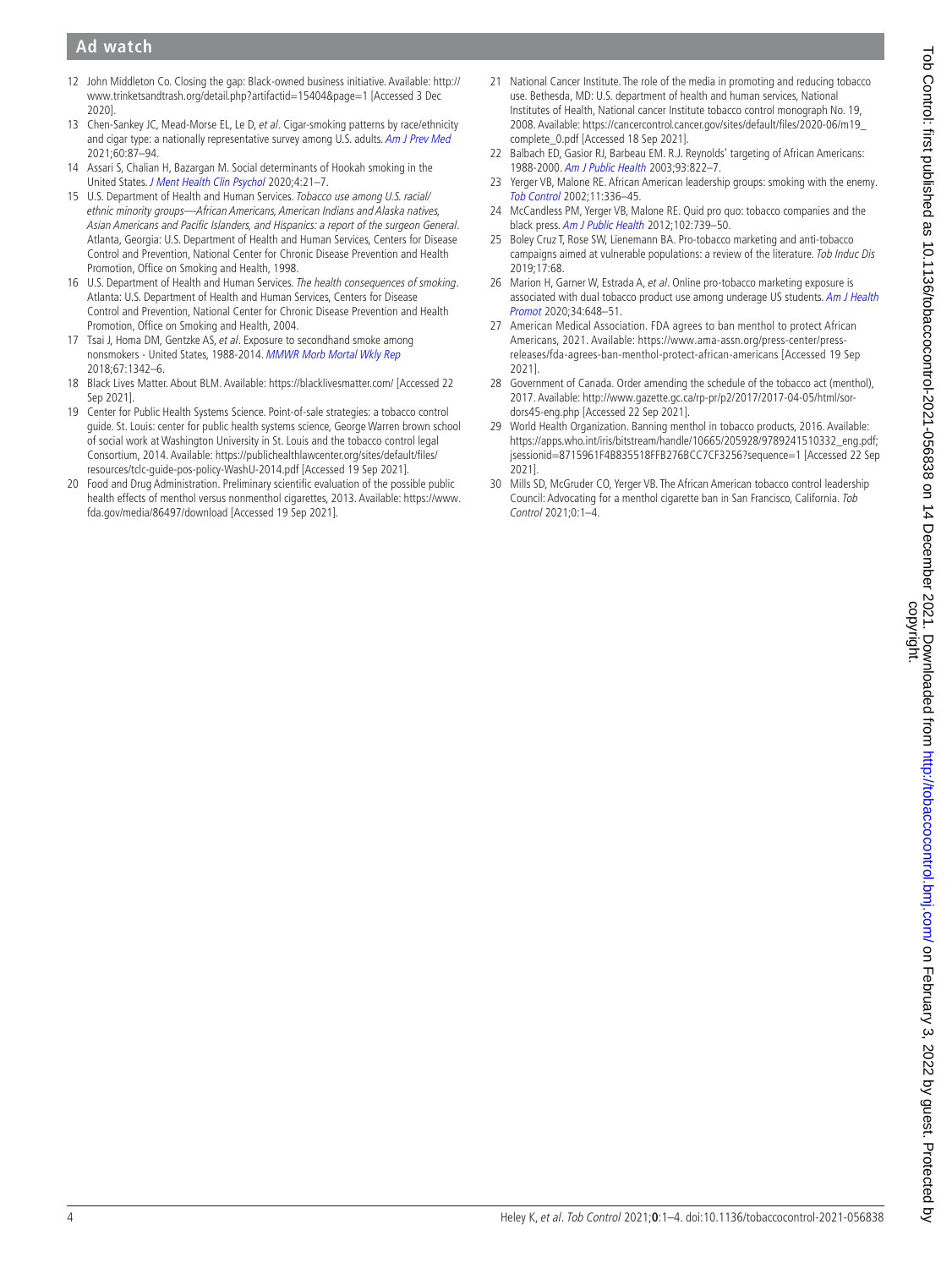12 John Middleton Co. Closing the gap: Black-owned business initiative. Available: http://www.trinketsandtrash.org/detail.php?artifactid=15404&page=1 [Accessed 3 Dec 2020].

13 Chen-Sankey JC, Mead-Morse EL, Le D, *et al*. Cigar-smoking patterns by race/ethnicity and cigar type: a nationally representative survey among U.S. adults. *Am J Prev Med* 2021;60:87–94.

14 Assari S, Chalian H, Bazargan M. Social determinants of Hookah smoking in the United States. *J Ment Health Clin Psychol* 2020;4:21–7.

15 U.S. Department of Health and Human Services. *Tobacco use among U.S. racial/ethnic minority groups—African Americans, American Indians and Alaska natives, Asian Americans and Pacific Islanders, and Hispanics: a report of the surgeon General*. Atlanta, Georgia: U.S. Department of Health and Human Services, Centers for Disease Control and Prevention, National Center for Chronic Disease Prevention and Health Promotion, Office on Smoking and Health, 1998.

16 U.S. Department of Health and Human Services. *The health consequences of smoking*. Atlanta: U.S. Department of Health and Human Services, Centers for Disease Control and Prevention, National Center for Chronic Disease Prevention and Health Promotion, Office on Smoking and Health, 2004.

17 Tsai J, Homa DM, Gentzke AS, *et al*. Exposure to secondhand smoke among nonsmokers - United States, 1988-2014. *MMWR Morb Mortal Wkly Rep* 2018;67:1342–6.

18 Black Lives Matter. About BLM. Available: https://blacklivesmatter.com/ [Accessed 22 Sep 2021].

19 Center for Public Health Systems Science. Point-of-sale strategies: a tobacco control guide. St. Louis: center for public health systems science, George Warren brown school of social work at Washington University in St. Louis and the tobacco control legal Consortium, 2014. Available: https://publichealthlawcenter.org/sites/default/files/resources/tclc-guide-pos-policy-WashU-2014.pdf [Accessed 19 Sep 2021].

20 Food and Drug Administration. Preliminary scientific evaluation of the possible public health effects of menthol versus nonmenthol cigarettes, 2013. Available: https://www.fda.gov/media/86497/download [Accessed 19 Sep 2021].

21 National Cancer Institute. The role of the media in promoting and reducing tobacco use. Bethesda, MD: U.S. department of health and human services, National Institutes of Health, National cancer Institute tobacco control monograph No. 19, 2008. Available: https://cancercontrol.cancer.gov/sites/default/files/2020-06/m19_complete_0.pdf [Accessed 18 Sep 2021].

22 Balbach ED, Gasior RJ, Barbeau EM. R.J. Reynolds' targeting of African Americans: 1988-2000. *Am J Public Health* 2003;93:822–7.

23 Yerger VB, Malone RE. African American leadership groups: smoking with the enemy. *Tob Control* 2002;11:336–45.

24 McCandless PM, Yerger VB, Malone RE. Quid pro quo: tobacco companies and the black press. *Am J Public Health* 2012;102:739–50.

25 Boley Cruz T, Rose SW, Lienemann BA. Pro-tobacco marketing and anti-tobacco campaigns aimed at vulnerable populations: a review of the literature. *Tob Induc Dis* 2019;17:68.

26 Marion H, Garner W, Estrada A, *et al*. Online pro-tobacco marketing exposure is associated with dual tobacco product use among underage US students. *Am J Health Promot* 2020;34:648–51.

27 American Medical Association. FDA agrees to ban menthol to protect African Americans, 2021. Available: https://www.ama-assn.org/press-center/press-releases/fda-agrees-ban-menthol-protect-african-americans [Accessed 19 Sep 2021].

28 Government of Canada. Order amending the schedule of the tobacco act (menthol), 2017. Available: http://www.gazette.gc.ca/rp-pr/p2/2017/2017-04-05/html/sor-dors45-eng.php [Accessed 22 Sep 2021].

29 World Health Organization. Banning menthol in tobacco products, 2016. Available: https://apps.who.int/iris/bitstream/handle/10665/205928/9789241510332_eng.pdf;jsessionid=8715961F4B835518FFB276BCC7CF3256?sequence=1 [Accessed 22 Sep 2021].

30 Mills SD, McGruder CO, Yerger VB. The African American tobacco control leadership Council: Advocating for a menthol cigarette ban in San Francisco, California. *Tob Control* 2021;0:1–4.